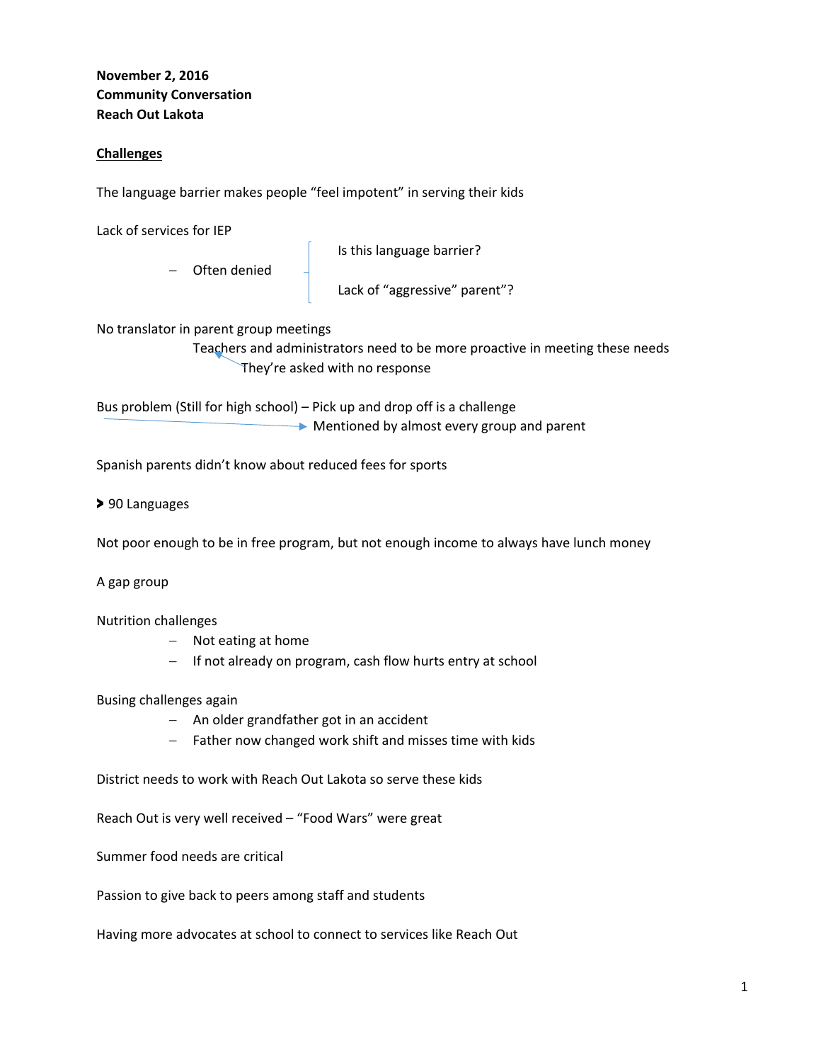**November 2, 2016**
**Community Conversation**
**Reach Out Lakota**

**<u>Challenges</u>**

The language barrier makes people "feel impotent" in serving their kids

Lack of services for IEP

- Often denied
  - Is this language barrier?
  - Lack of "aggressive" parent"?

No translator in parent group meetings

Teachers and administrators need to be more proactive in meeting these needs

They're asked with no response

Bus problem (Still for high school) – Pick up and drop off is a challenge

→ Mentioned by almost every group and parent

Spanish parents didn't know about reduced fees for sports

> 90 Languages

Not poor enough to be in free program, but not enough income to always have lunch money

A gap group

Nutrition challenges

- Not eating at home
- If not already on program, cash flow hurts entry at school

Busing challenges again

- An older grandfather got in an accident
- Father now changed work shift and misses time with kids

District needs to work with Reach Out Lakota so serve these kids

Reach Out is very well received – "Food Wars" were great

Summer food needs are critical

Passion to give back to peers among staff and students

Having more advocates at school to connect to services like Reach Out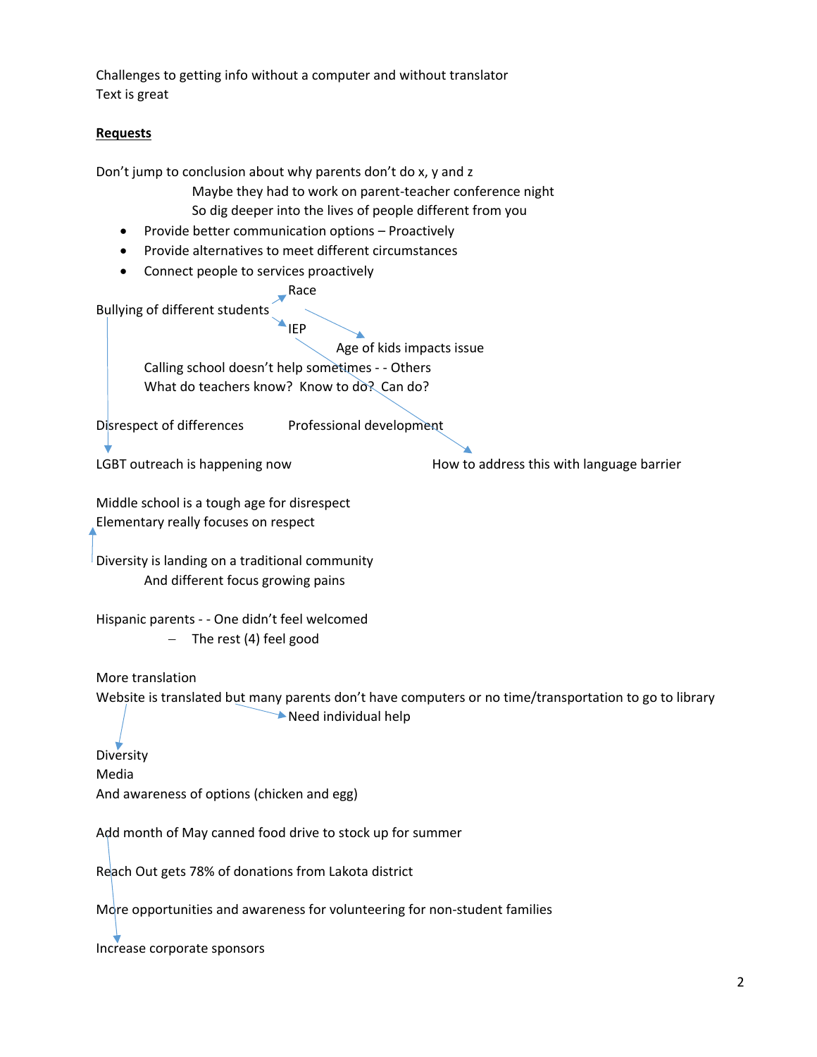Challenges to getting info without a computer and without translator
Text is great

**Requests**

Don't jump to conclusion about why parents don't do x, y and z

Maybe they had to work on parent-teacher conference night

So dig deeper into the lives of people different from you

- Provide better communication options – Proactively
- Provide alternatives to meet different circumstances
- Connect people to services proactively

Bullying of different students → Race → Age of kids impacts issue

Bullying of different students → IEP → How to address this with language barrier

Calling school doesn't help sometimes - - Others

What do teachers know? Know to do? Can do?

Disrespect of differences

Professional development

LGBT outreach is happening now

Middle school is a tough age for disrespect

Elementary really focuses on respect

Diversity is landing on a traditional community

And different focus growing pains

Hispanic parents - - One didn't feel welcomed

– The rest (4) feel good

More translation

Website is translated but many parents don't have computers or no time/transportation to go to library

→ Need individual help

Diversity

Media

And awareness of options (chicken and egg)

Add month of May canned food drive to stock up for summer

Reach Out gets 78% of donations from Lakota district

More opportunities and awareness for volunteering for non-student families

Increase corporate sponsors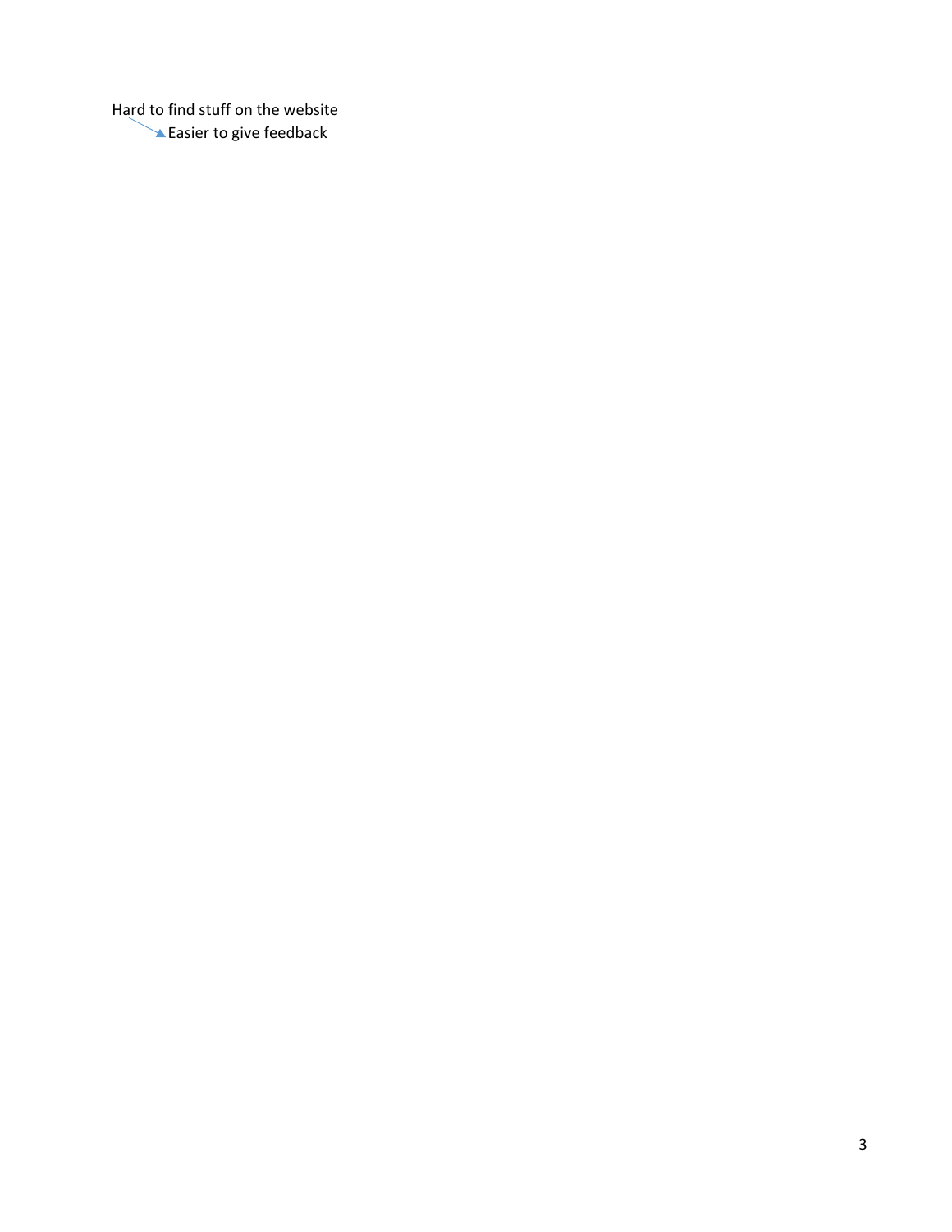Hard to find stuff on the website

- Easier to give feedback